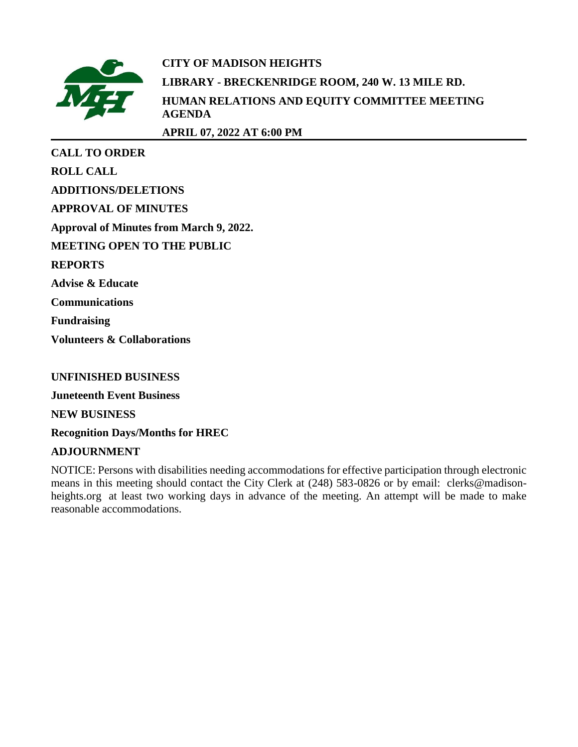# CITY OF MADISON HEIGHTS

**LIBRARY - BRECKENRIDGE ROOM, 240 W. 13 MILE RD.**

**HUMAN RELATIONS AND EQUITY COMMITTEE MEETING AGENDA**

**APRIL 07, 2022 AT 6:00 PM**

---

**CALL TO ORDER**

**ROLL CALL**

**ADDITIONS/DELETIONS**

**APPROVAL OF MINUTES**

**Approval of Minutes from March 9, 2022.**

**MEETING OPEN TO THE PUBLIC**

**REPORTS**

**Advise & Educate**

**Communications**

**Fundraising**

**Volunteers & Collaborations**

**UNFINISHED BUSINESS**

**Juneteenth Event Business**

**NEW BUSINESS**

**Recognition Days/Months for HREC**

**ADJOURNMENT**

NOTICE: Persons with disabilities needing accommodations for effective participation through electronic means in this meeting should contact the City Clerk at (248) 583-0826 or by email: clerks@madison-heights.org at least two working days in advance of the meeting. An attempt will be made to make reasonable accommodations.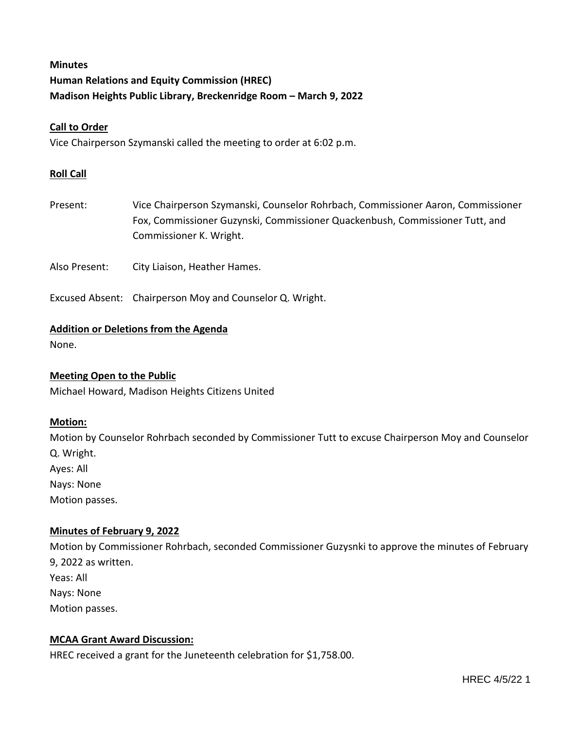**Minutes**
**Human Relations and Equity Commission (HREC)**
**Madison Heights Public Library, Breckenridge Room – March 9, 2022**

**Call to Order**

Vice Chairperson Szymanski called the meeting to order at 6:02 p.m.

**Roll Call**

Present: Vice Chairperson Szymanski, Counselor Rohrbach, Commissioner Aaron, Commissioner Fox, Commissioner Guzynski, Commissioner Quackenbush, Commissioner Tutt, and Commissioner K. Wright.

Also Present: City Liaison, Heather Hames.

Excused Absent: Chairperson Moy and Counselor Q. Wright.

**Addition or Deletions from the Agenda**

None.

**Meeting Open to the Public**

Michael Howard, Madison Heights Citizens United

**Motion:**

Motion by Counselor Rohrbach seconded by Commissioner Tutt to excuse Chairperson Moy and Counselor Q. Wright.
Ayes: All
Nays: None
Motion passes.

**Minutes of February 9, 2022**

Motion by Commissioner Rohrbach, seconded Commissioner Guzysnki to approve the minutes of February 9, 2022 as written.
Yeas: All
Nays: None
Motion passes.

**MCAA Grant Award Discussion:**

HREC received a grant for the Juneteenth celebration for $1,758.00.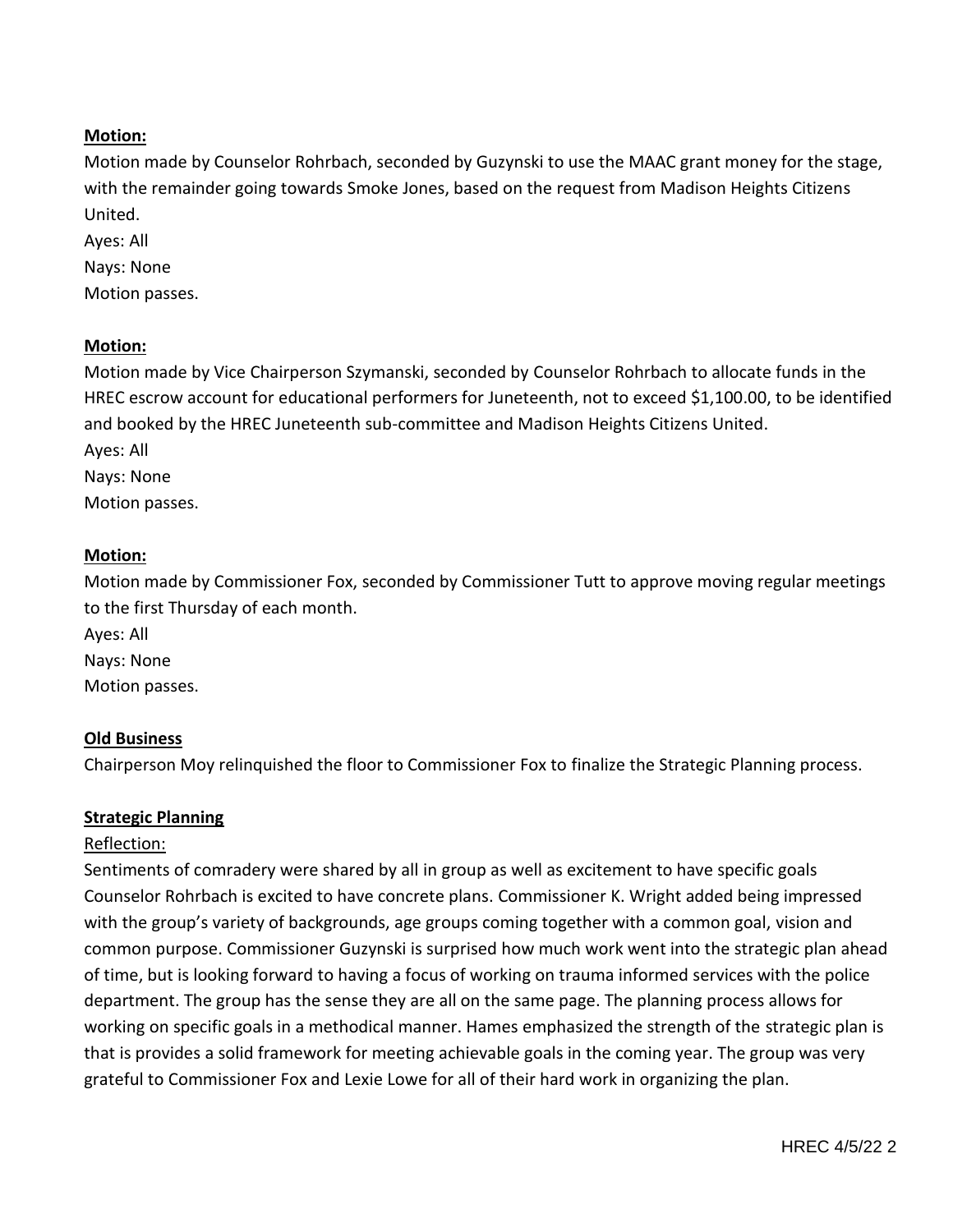**Motion:**

Motion made by Counselor Rohrbach, seconded by Guzynski to use the MAAC grant money for the stage, with the remainder going towards Smoke Jones, based on the request from Madison Heights Citizens United.

Ayes: All
Nays: None
Motion passes.

**Motion:**

Motion made by Vice Chairperson Szymanski, seconded by Counselor Rohrbach to allocate funds in the HREC escrow account for educational performers for Juneteenth, not to exceed $1,100.00, to be identified and booked by the HREC Juneteenth sub-committee and Madison Heights Citizens United.

Ayes: All
Nays: None
Motion passes.

**Motion:**

Motion made by Commissioner Fox, seconded by Commissioner Tutt to approve moving regular meetings to the first Thursday of each month.

Ayes: All
Nays: None
Motion passes.

**Old Business**

Chairperson Moy relinquished the floor to Commissioner Fox to finalize the Strategic Planning process.

**Strategic Planning**

Reflection:

Sentiments of comradery were shared by all in group as well as excitement to have specific goals Counselor Rohrbach is excited to have concrete plans. Commissioner K. Wright added being impressed with the group's variety of backgrounds, age groups coming together with a common goal, vision and common purpose. Commissioner Guzynski is surprised how much work went into the strategic plan ahead of time, but is looking forward to having a focus of working on trauma informed services with the police department. The group has the sense they are all on the same page. The planning process allows for working on specific goals in a methodical manner. Hames emphasized the strength of the strategic plan is that is provides a solid framework for meeting achievable goals in the coming year. The group was very grateful to Commissioner Fox and Lexie Lowe for all of their hard work in organizing the plan.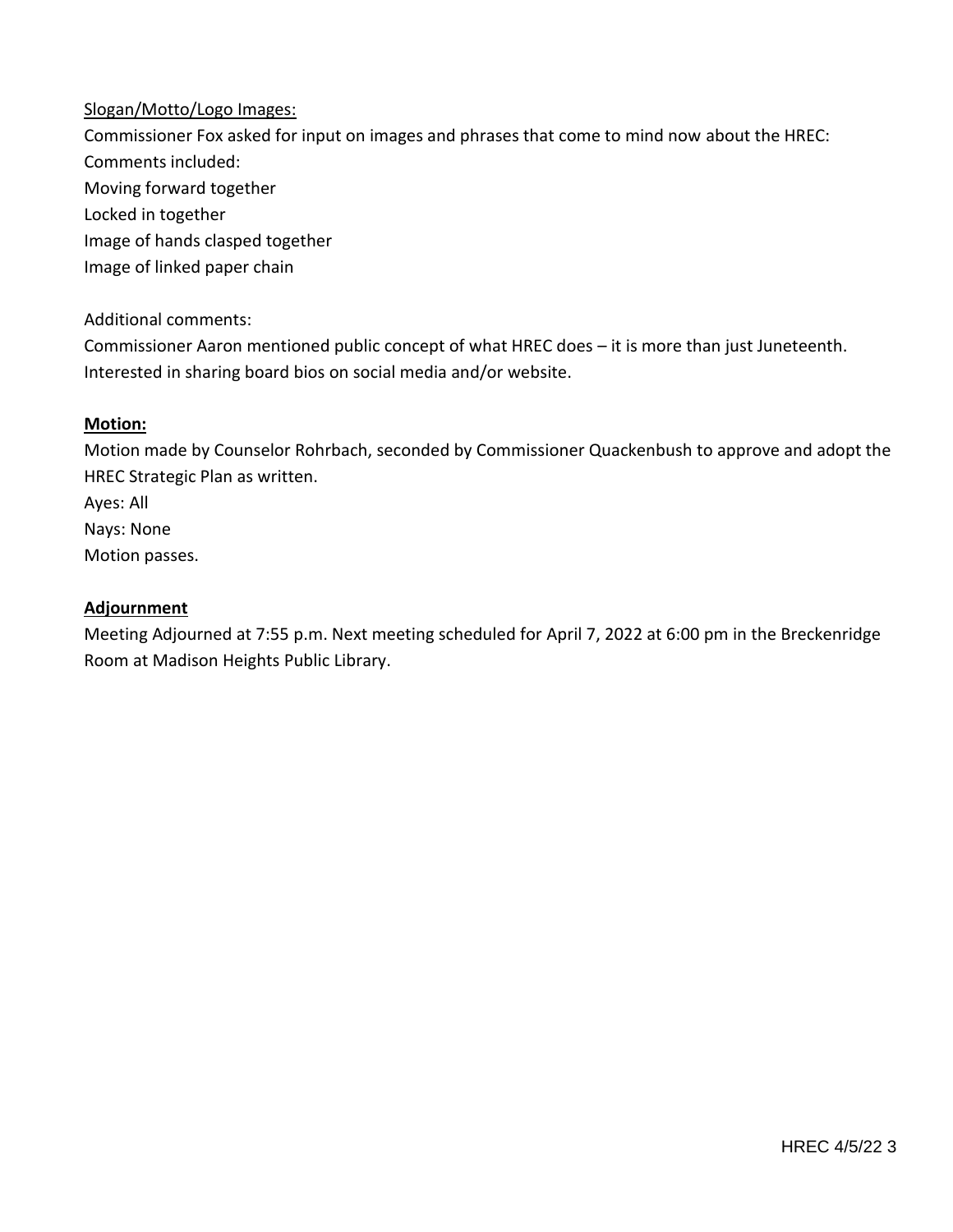Slogan/Motto/Logo Images:

Commissioner Fox asked for input on images and phrases that come to mind now about the HREC:

Comments included:

Moving forward together

Locked in together

Image of hands clasped together

Image of linked paper chain

Additional comments:

Commissioner Aaron mentioned public concept of what HREC does – it is more than just Juneteenth. Interested in sharing board bios on social media and/or website.

**Motion:**

Motion made by Counselor Rohrbach, seconded by Commissioner Quackenbush to approve and adopt the HREC Strategic Plan as written.

Ayes: All

Nays: None

Motion passes.

**Adjournment**

Meeting Adjourned at 7:55 p.m. Next meeting scheduled for April 7, 2022 at 6:00 pm in the Breckenridge Room at Madison Heights Public Library.